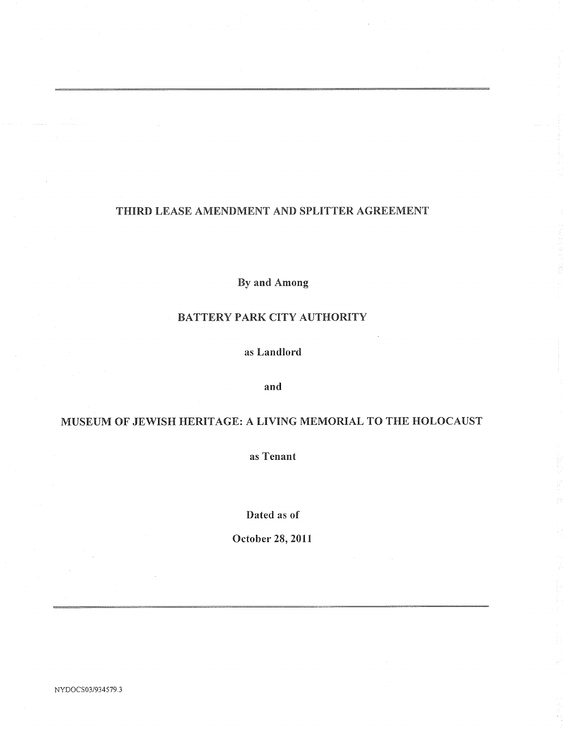# THIRD LEASE AMENDMENT AND SPLITTER AGREEMENT

By and Among

BATTERY PARK CITY AUTHORITY

as Landlord

and

MUSEUM OF JEWISH HERITAGE: A LIVING MEMORIAL TO THE HOLOCAUST

as Tenant

Dated as of

October 28, 2011

NYDOCS03/934579.3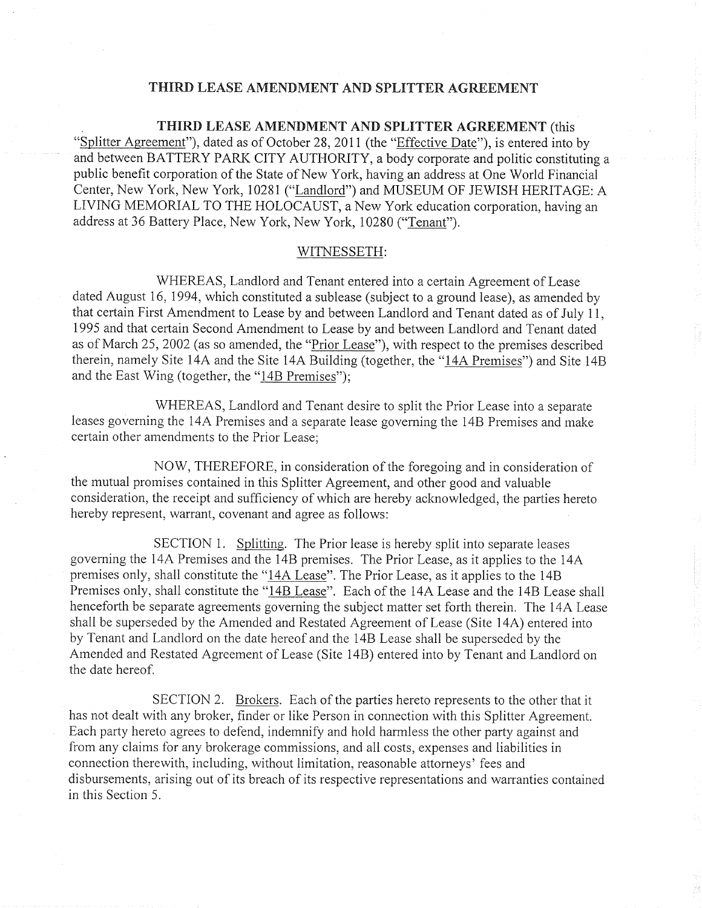# THIRD LEASE AMENDMENT AND SPLITTER AGREEMENT

**THIRD LEASE AMENDMENT AND SPLITTER AGREEMENT** (this "Splitter Agreement"), dated as of October 28, 2011 (the "Effective Date"), is entered into by and between BATTERY PARK CITY AUTHORITY, a body corporate and politic constituting a public benefit corporation of the State of New York, having an address at One World Financial Center, New York, New York, 10281 ("Landlord") and MUSEUM OF JEWISH HERITAGE: A LIVING MEMORIAL TO THE HOLOCAUST, a New York education corporation, having an address at 36 Battery Place, New York, New York, 10280 ("Tenant").

WITNESSETH:

WHEREAS, Landlord and Tenant entered into a certain Agreement of Lease dated August 16, 1994, which constituted a sublease (subject to a ground lease), as amended by that certain First Amendment to Lease by and between Landlord and Tenant dated as of July 11, 1995 and that certain Second Amendment to Lease by and between Landlord and Tenant dated as of March 25, 2002 (as so amended, the "Prior Lease"), with respect to the premises described therein, namely Site 14A and the Site 14A Building (together, the "14A Premises") and Site 14B and the East Wing (together, the "14B Premises");

WHEREAS, Landlord and Tenant desire to split the Prior Lease into a separate leases governing the 14A Premises and a separate lease governing the 14B Premises and make certain other amendments to the Prior Lease;

NOW, THEREFORE, in consideration of the foregoing and in consideration of the mutual promises contained in this Splitter Agreement, and other good and valuable consideration, the receipt and sufficiency of which are hereby acknowledged, the parties hereto hereby represent, warrant, covenant and agree as follows:

SECTION 1. Splitting. The Prior lease is hereby split into separate leases governing the 14A Premises and the 14B premises. The Prior Lease, as it applies to the 14A premises only, shall constitute the "14A Lease". The Prior Lease, as it applies to the 14B Premises only, shall constitute the "14B Lease". Each of the 14A Lease and the 14B Lease shall henceforth be separate agreements governing the subject matter set forth therein. The 14A Lease shall be superseded by the Amended and Restated Agreement of Lease (Site 14A) entered into by Tenant and Landlord on the date hereof and the 14B Lease shall be superseded by the Amended and Restated Agreement of Lease (Site 14B) entered into by Tenant and Landlord on the date hereof.

SECTION 2. Brokers. Each of the parties hereto represents to the other that it has not dealt with any broker, finder or like Person in connection with this Splitter Agreement. Each party hereto agrees to defend, indemnify and hold harmless the other party against and from any claims for any brokerage commissions, and all costs, expenses and liabilities in connection therewith, including, without limitation, reasonable attorneys' fees and disbursements, arising out of its breach of its respective representations and warranties contained in this Section 5.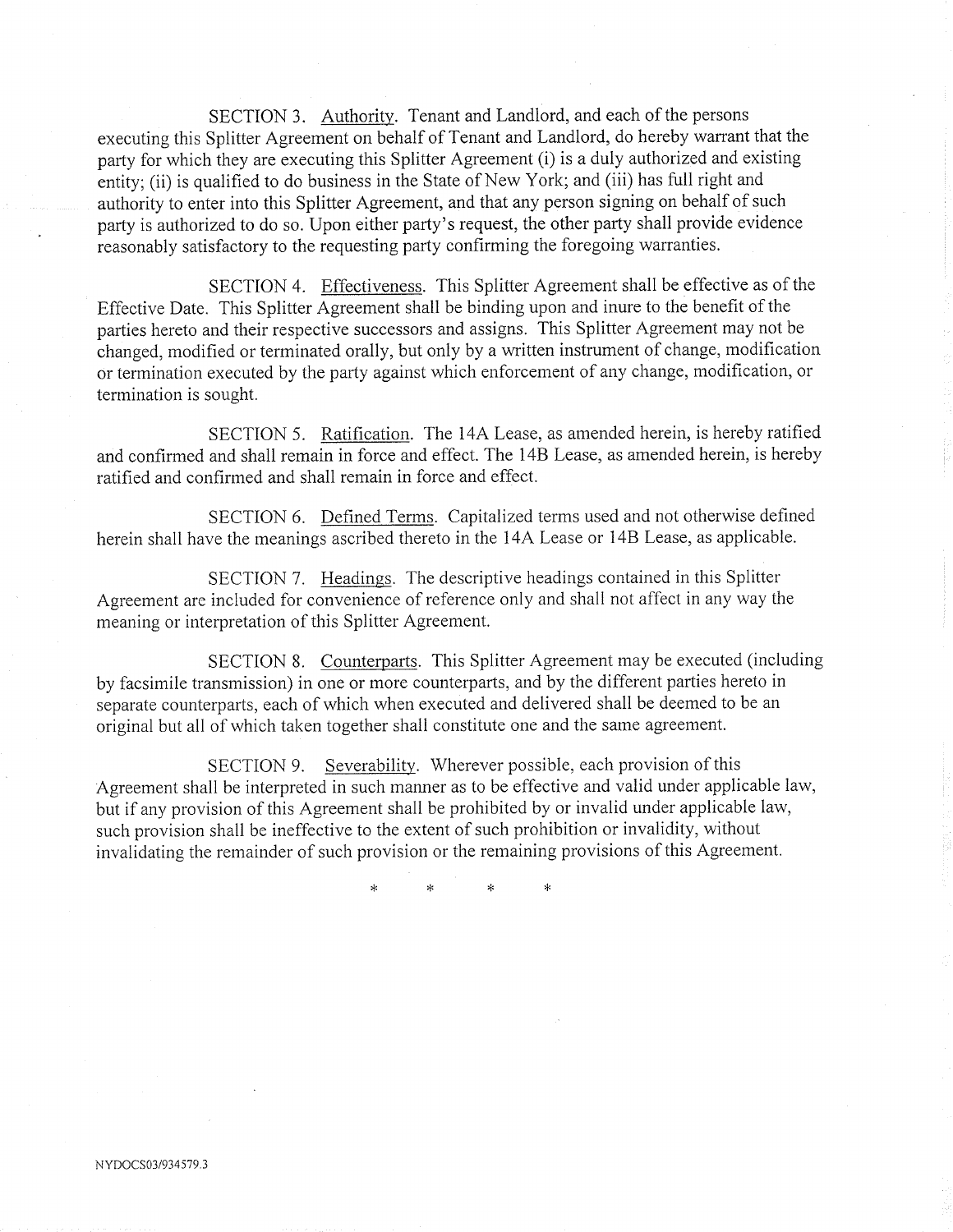SECTION 3. Authority. Tenant and Landlord, and each of the persons executing this Splitter Agreement on behalf of Tenant and Landlord, do hereby warrant that the party for which they are executing this Splitter Agreement (i) is a duly authorized and existing entity; (ii) is qualified to do business in the State of New York; and (iii) has full right and authority to enter into this Splitter Agreement, and that any person signing on behalf of such party is authorized to do so. Upon either party's request, the other party shall provide evidence reasonably satisfactory to the requesting party confirming the foregoing warranties.

SECTION 4. Effectiveness. This Splitter Agreement shall be effective as of the Effective Date. This Splitter Agreement shall be binding upon and inure to the benefit of the parties hereto and their respective successors and assigns. This Splitter Agreement may not be changed, modified or terminated orally, but only by a written instrument of change, modification or termination executed by the party against which enforcement of any change, modification, or termination is sought.

SECTION 5. Ratification. The 14A Lease, as amended herein, is hereby ratified and confirmed and shall remain in force and effect. The 14B Lease, as amended herein, is hereby ratified and confirmed and shall remain in force and effect.

SECTION 6. Defined Terms. Capitalized terms used and not otherwise defined herein shall have the meanings ascribed thereto in the 14A Lease or 14B Lease, as applicable.

SECTION 7. Headings. The descriptive headings contained in this Splitter Agreement are included for convenience of reference only and shall not affect in any way the meaning or interpretation of this Splitter Agreement.

SECTION 8. Counterparts. This Splitter Agreement may be executed (including by facsimile transmission) in one or more counterparts, and by the different parties hereto in separate counterparts, each of which when executed and delivered shall be deemed to be an original but all of which taken together shall constitute one and the same agreement.

SECTION 9. Severability. Wherever possible, each provision of this Agreement shall be interpreted in such manner as to be effective and valid under applicable law, but if any provision of this Agreement shall be prohibited by or invalid under applicable law, such provision shall be ineffective to the extent of such prohibition or invalidity, without invalidating the remainder of such provision or the remaining provisions of this Agreement.

\* \* \* \*

NYDOCS03/934579.3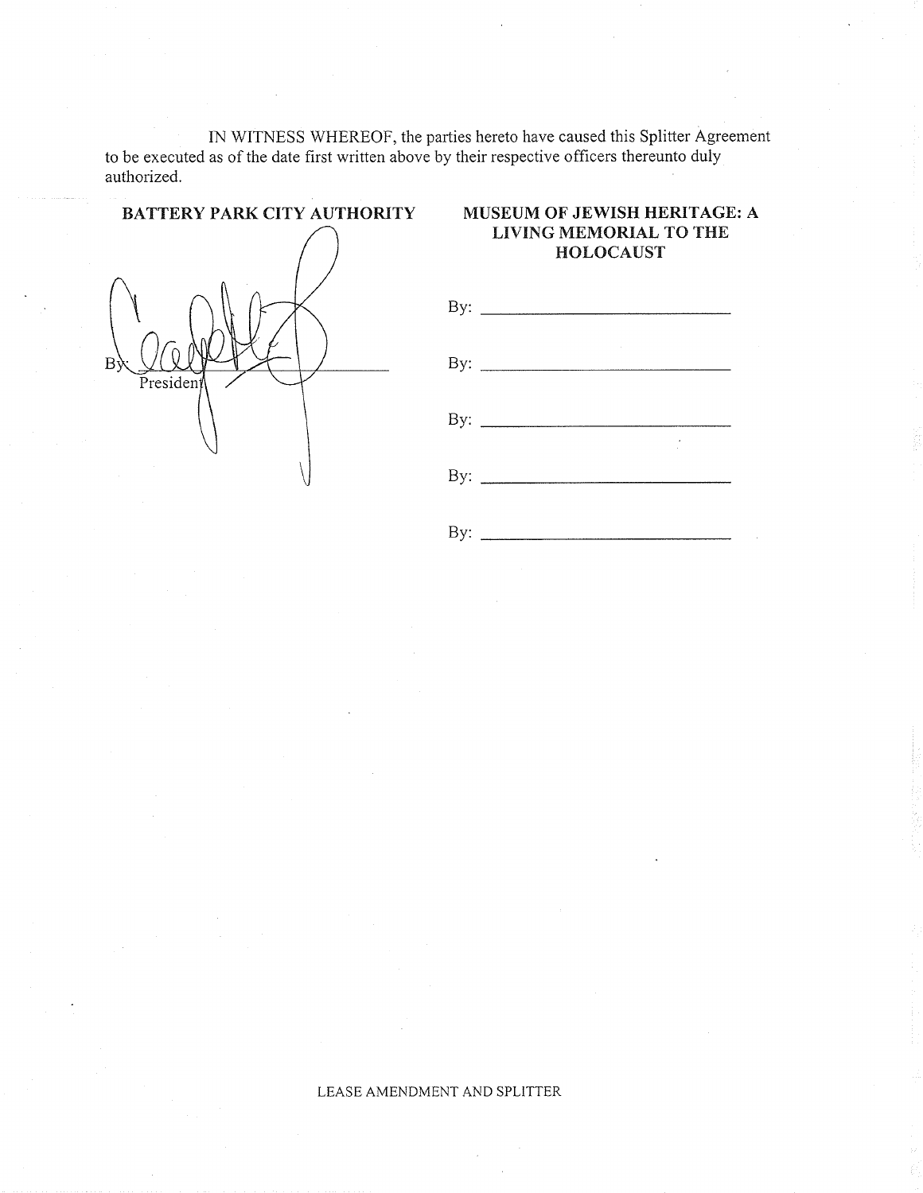IN WITNESS WHEREOF, the parties hereto have caused this Splitter Agreement to be executed as of the date first written above by their respective officers thereunto duly authorized.

**BATTERY PARK CITY AUTHORITY**

By: ______________________________
President

**MUSEUM OF JEWISH HERITAGE: A LIVING MEMORIAL TO THE HOLOCAUST**

By: ______________________________

By: ______________________________

By: ______________________________

By: ______________________________

By: ______________________________

LEASE AMENDMENT AND SPLITTER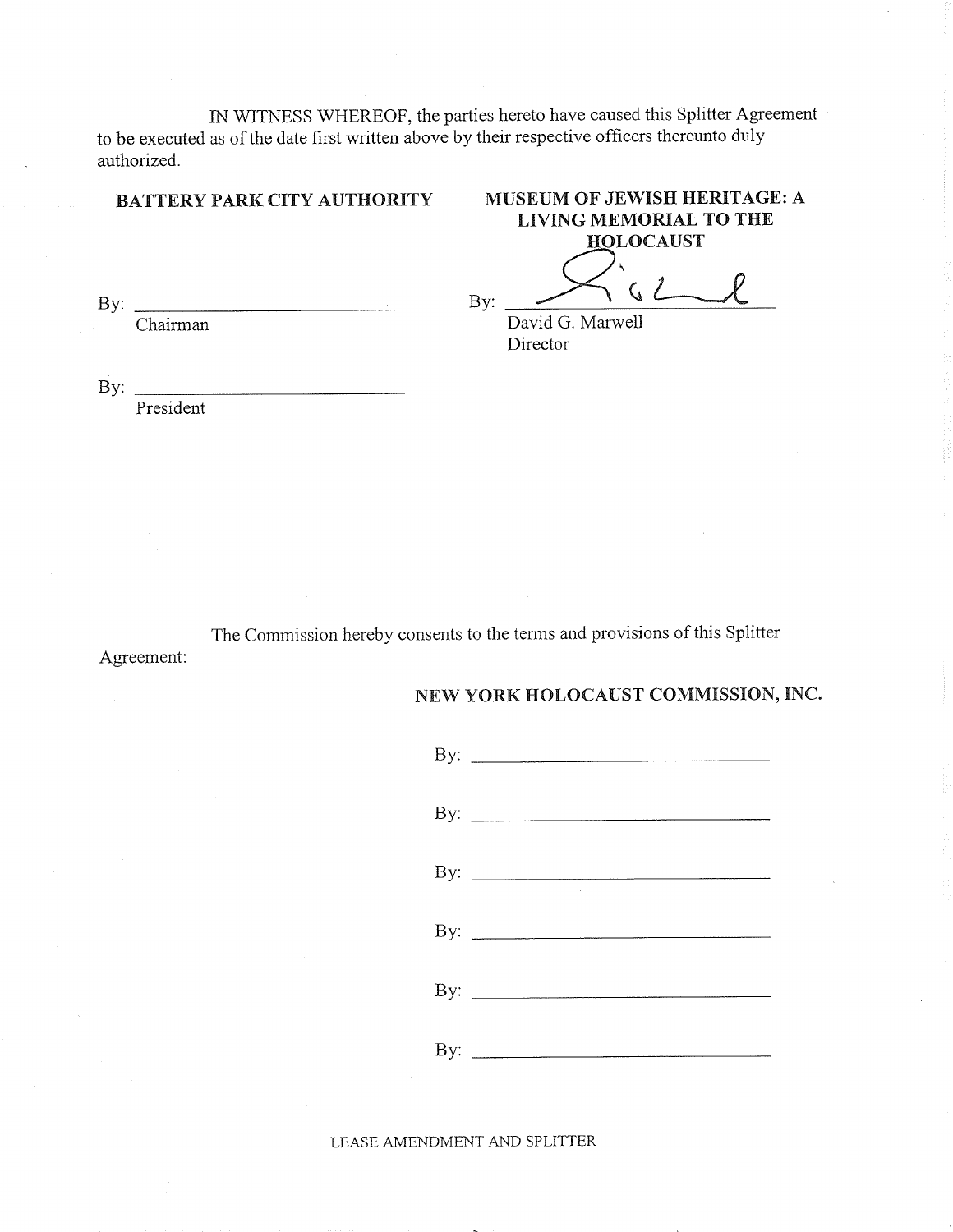IN WITNESS WHEREOF, the parties hereto have caused this Splitter Agreement to be executed as of the date first written above by their respective officers thereunto duly authorized.

**BATTERY PARK CITY AUTHORITY**

By: ______________________________
Chairman

By: ______________________________
President

**MUSEUM OF JEWISH HERITAGE: A LIVING MEMORIAL TO THE HOLOCAUST**

By: ______________________________
David G. Marwell
Director

The Commission hereby consents to the terms and provisions of this Splitter Agreement:

**NEW YORK HOLOCAUST COMMISSION, INC.**

By: ______________________________

By: ______________________________

By: ______________________________

By: ______________________________

By: ______________________________

By: ______________________________

LEASE AMENDMENT AND SPLITTER